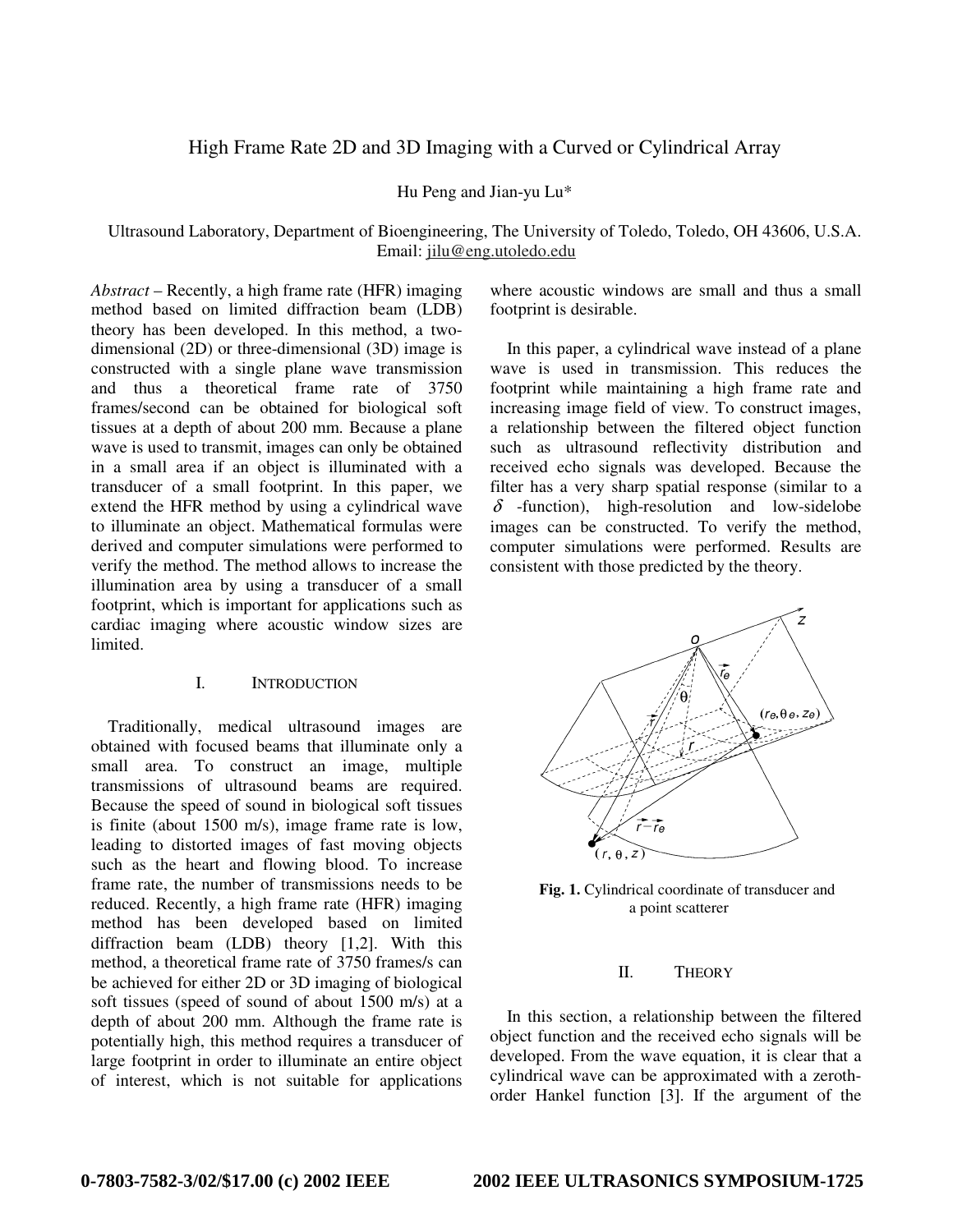# High Frame Rate 2D and 3D Imaging with a Curved or Cylindrical Array

Hu Peng and Jian-yu Lu*

Ultrasound Laboratory, Department of Bioengineering, The University of Toledo, Toledo, OH 43606, U.S.A.
Email: jilu@eng.utoledo.edu

*Abstract* – Recently, a high frame rate (HFR) imaging method based on limited diffraction beam (LDB) theory has been developed. In this method, a two-dimensional (2D) or three-dimensional (3D) image is constructed with a single plane wave transmission and thus a theoretical frame rate of 3750 frames/second can be obtained for biological soft tissues at a depth of about 200 mm. Because a plane wave is used to transmit, images can only be obtained in a small area if an object is illuminated with a transducer of a small footprint. In this paper, we extend the HFR method by using a cylindrical wave to illuminate an object. Mathematical formulas were derived and computer simulations were performed to verify the method. The method allows to increase the illumination area by using a transducer of a small footprint, which is important for applications such as cardiac imaging where acoustic window sizes are limited.

## I. Introduction

Traditionally, medical ultrasound images are obtained with focused beams that illuminate only a small area. To construct an image, multiple transmissions of ultrasound beams are required. Because the speed of sound in biological soft tissues is finite (about 1500 m/s), image frame rate is low, leading to distorted images of fast moving objects such as the heart and flowing blood. To increase frame rate, the number of transmissions needs to be reduced. Recently, a high frame rate (HFR) imaging method has been developed based on limited diffraction beam (LDB) theory [1,2]. With this method, a theoretical frame rate of 3750 frames/s can be achieved for either 2D or 3D imaging of biological soft tissues (speed of sound of about 1500 m/s) at a depth of about 200 mm. Although the frame rate is potentially high, this method requires a transducer of large footprint in order to illuminate an entire object of interest, which is not suitable for applications where acoustic windows are small and thus a small footprint is desirable.

In this paper, a cylindrical wave instead of a plane wave is used in transmission. This reduces the footprint while maintaining a high frame rate and increasing image field of view. To construct images, a relationship between the filtered object function such as ultrasound reflectivity distribution and received echo signals was developed. Because the filter has a very sharp spatial response (similar to a $\delta$ -function), high-resolution and low-sidelobe images can be constructed. To verify the method, computer simulations were performed. Results are consistent with those predicted by the theory.

**Fig. 1.** Cylindrical coordinate of transducer and a point scatterer

## II. Theory

In this section, a relationship between the filtered object function and the received echo signals will be developed. From the wave equation, it is clear that a cylindrical wave can be approximated with a zeroth-order Hankel function [3]. If the argument of the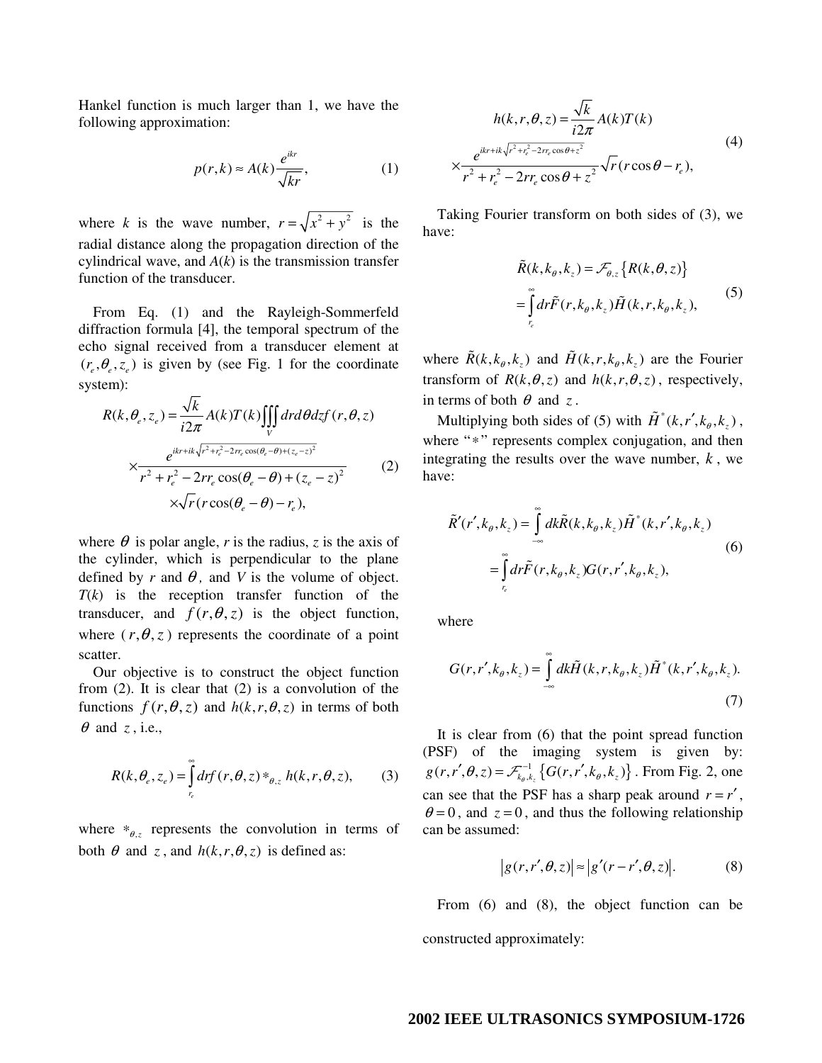Hankel function is much larger than 1, we have the following approximation:

$$p(r,k) \approx A(k)\frac{e^{ikr}}{\sqrt{kr}}, \tag{1}$$

where $k$ is the wave number, $r=\sqrt{x^2+y^2}$ is the radial distance along the propagation direction of the cylindrical wave, and $A(k)$ is the transmission transfer function of the transducer.

From Eq. (1) and the Rayleigh-Sommerfeld diffraction formula [4], the temporal spectrum of the echo signal received from a transducer element at $(r_e, \theta_e, z_e)$ is given by (see Fig. 1 for the coordinate system):

$$\begin{aligned} R(k,\theta_e,z_e) &= \frac{\sqrt{k}}{i2\pi}A(k)T(k)\iiint_V dr d\theta dz f(r,\theta,z) \\ &\times \frac{e^{ikr+ik\sqrt{r^2+r_e^2-2rr_e\cos(\theta_e-\theta)+(z_e-z)^2}}}{r^2+r_e^2-2rr_e\cos(\theta_e-\theta)+(z_e-z)^2} \\ &\times \sqrt{r}(r\cos(\theta_e-\theta)-r_e), \end{aligned} \tag{2}$$

where $\theta$ is polar angle, $r$ is the radius, $z$ is the axis of the cylinder, which is perpendicular to the plane defined by $r$ and $\theta$, and $V$ is the volume of object. $T(k)$ is the reception transfer function of the transducer, and $f(r,\theta,z)$ is the object function, where $(r,\theta,z)$ represents the coordinate of a point scatter.

Our objective is to construct the object function from (2). It is clear that (2) is a convolution of the functions $f(r,\theta,z)$ and $h(k,r,\theta,z)$ in terms of both $\theta$ and $z$, i.e.,

$$R(k,\theta_e,z_e) = \int_{r_e}^{\infty} dr f(r,\theta,z) *_{\theta,z} h(k,r,\theta,z), \tag{3}$$

where $*_{\theta,z}$ represents the convolution in terms of both $\theta$ and $z$, and $h(k,r,\theta,z)$ is defined as:

$$\begin{aligned} h(k,r,\theta,z) &= \frac{\sqrt{k}}{i2\pi}A(k)T(k) \\ &\times \frac{e^{ikr+ik\sqrt{r^2+r_e^2-2rr_e\cos\theta+z^2}}}{r^2+r_e^2-2rr_e\cos\theta+z^2}\sqrt{r}(r\cos\theta-r_e), \end{aligned} \tag{4}$$

Taking Fourier transform on both sides of (3), we have:

$$\begin{aligned} \tilde{R}(k,k_\theta,k_z) &= \mathcal{F}_{\theta,z}\{R(k,\theta,z)\} \\ &= \int_{r_e}^{\infty} dr \tilde{F}(r,k_\theta,k_z)\tilde{H}(k,r,k_\theta,k_z), \end{aligned} \tag{5}$$

where $\tilde{R}(k,k_\theta,k_z)$ and $\tilde{H}(k,r,k_\theta,k_z)$ are the Fourier transform of $R(k,\theta,z)$ and $h(k,r,\theta,z)$, respectively, in terms of both $\theta$ and $z$.

Multiplying both sides of (5) with $\tilde{H}^*(k,r',k_\theta,k_z)$, where "$*$" represents complex conjugation, and then integrating the results over the wave number, $k$, we have:

$$\begin{aligned} \tilde{R}'(r',k_\theta,k_z) &= \int_{-\infty}^{\infty} dk \tilde{R}(k,k_\theta,k_z)\tilde{H}^*(k,r',k_\theta,k_z) \\ &= \int_{r_e}^{\infty} dr \tilde{F}(r,k_\theta,k_z) G(r,r',k_\theta,k_z), \end{aligned} \tag{6}$$

where

$$G(r,r',k_\theta,k_z) = \int_{-\infty}^{\infty} dk \tilde{H}(k,r,k_\theta,k_z)\tilde{H}^*(k,r',k_\theta,k_z). \tag{7}$$

It is clear from (6) that the point spread function (PSF) of the imaging system is given by: $g(r,r',\theta,z) = \mathcal{F}^{-1}_{k_\theta,k_z}\{G(r,r',k_\theta,k_z)\}$. From Fig. 2, one can see that the PSF has a sharp peak around $r=r'$, $\theta=0$, and $z=0$, and thus the following relationship can be assumed:

$$|g(r,r',\theta,z)| \approx |g'(r-r',\theta,z)|. \tag{8}$$

From (6) and (8), the object function can be constructed approximately: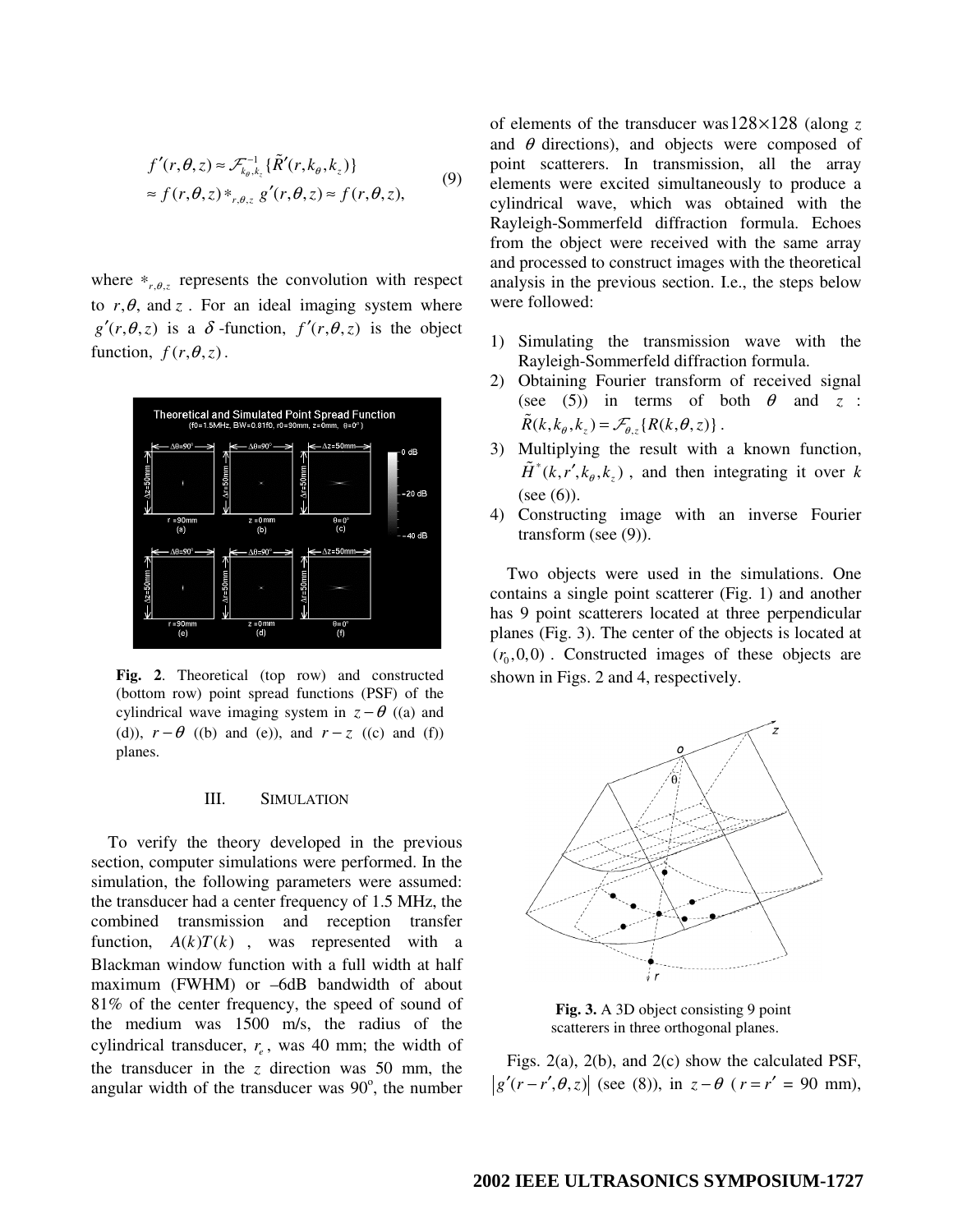$$f'(r,\theta,z) \approx \mathcal{F}^{-1}_{k_\theta,k_z}\{\tilde{R}'(r,k_\theta,k_z)\}$$
$$\approx f(r,\theta,z) *_{r,\theta,z} g'(r,\theta,z) \approx f(r,\theta,z), \quad (9)$$

where $*_{r,\theta,z}$ represents the convolution with respect to $r, \theta$, and $z$. For an ideal imaging system where $g'(r,\theta,z)$ is a $\delta$-function, $f'(r,\theta,z)$ is the object function, $f(r,\theta,z)$.

**Fig. 2**. Theoretical (top row) and constructed (bottom row) point spread functions (PSF) of the cylindrical wave imaging system in $z-\theta$ ((a) and (d)), $r-\theta$ ((b) and (e)), and $r-z$ ((c) and (f)) planes.

## III. SIMULATION

To verify the theory developed in the previous section, computer simulations were performed. In the simulation, the following parameters were assumed: the transducer had a center frequency of 1.5 MHz, the combined transmission and reception transfer function, $A(k)T(k)$, was represented with a Blackman window function with a full width at half maximum (FWHM) or –6dB bandwidth of about 81% of the center frequency, the speed of sound of the medium was 1500 m/s, the radius of the cylindrical transducer, $r_e$, was 40 mm; the width of the transducer in the $z$ direction was 50 mm, the angular width of the transducer was 90°, the number of elements of the transducer was $128\times128$ (along $z$ and $\theta$ directions), and objects were composed of point scatterers. In transmission, all the array elements were excited simultaneously to produce a cylindrical wave, which was obtained with the Rayleigh-Sommerfeld diffraction formula. Echoes from the object were received with the same array and processed to construct images with the theoretical analysis in the previous section. I.e., the steps below were followed:

1) Simulating the transmission wave with the Rayleigh-Sommerfeld diffraction formula.
2) Obtaining Fourier transform of received signal (see (5)) in terms of both $\theta$ and $z$: $\tilde{R}(k,k_\theta,k_z) = \mathcal{F}_{\theta,z}\{R(k,\theta,z)\}$.
3) Multiplying the result with a known function, $\tilde{H}^*(k,r',k_\theta,k_z)$, and then integrating it over $k$ (see (6)).
4) Constructing image with an inverse Fourier transform (see (9)).

Two objects were used in the simulations. One contains a single point scatterer (Fig. 1) and another has 9 point scatterers located at three perpendicular planes (Fig. 3). The center of the objects is located at $(r_0,0,0)$. Constructed images of these objects are shown in Figs. 2 and 4, respectively.

**Fig. 3.** A 3D object consisting 9 point scatterers in three orthogonal planes.

Figs. 2(a), 2(b), and 2(c) show the calculated PSF, $|g'(r-r',\theta,z)|$ (see (8)), in $z-\theta$ ($r = r'$ = 90 mm),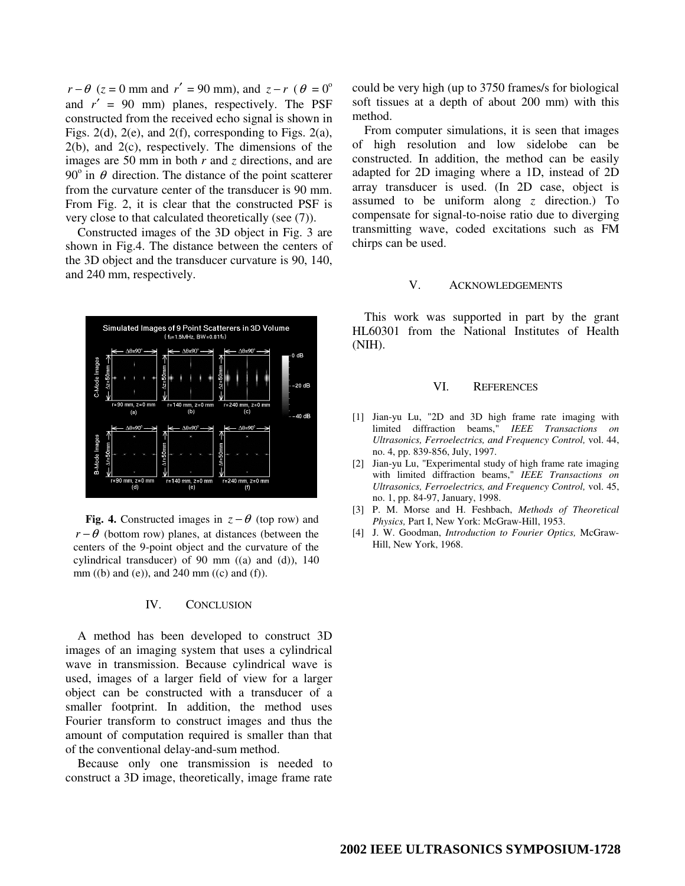$r-\theta$ ($z = 0$ mm and $r' = 90$ mm), and $z-r$ ($\theta = 0^o$ and $r' = 90$ mm) planes, respectively. The PSF constructed from the received echo signal is shown in Figs. 2(d), 2(e), and 2(f), corresponding to Figs. 2(a), 2(b), and 2(c), respectively. The dimensions of the images are 50 mm in both *r* and *z* directions, and are $90^o$ in $\theta$ direction. The distance of the point scatterer from the curvature center of the transducer is 90 mm. From Fig. 2, it is clear that the constructed PSF is very close to that calculated theoretically (see (7)).

Constructed images of the 3D object in Fig. 3 are shown in Fig.4. The distance between the centers of the 3D object and the transducer curvature is 90, 140, and 240 mm, respectively.

Simulated Images of 9 Point Scatterers in 3D Volume
($f_0$=1.5MHz, BW=0.81$f_0$)

C-Mode Images
Δθ=90°
Δz=50mm
r=90 mm, z=0 mm
(a)
r=140 mm, z=0 mm
(b)
r=240 mm, z=0 mm
(c)

0 dB
−20 dB
−40 dB

B-Mode Images
Δθ=90°
Δr=50mm
r=90 mm, z=0 mm
(d)
r=140 mm, z=0 mm
(e)
r=240 mm, z=0 mm
(f)

**Fig. 4.** Constructed images in $z-\theta$ (top row) and $r-\theta$ (bottom row) planes, at distances (between the centers of the 9-point object and the curvature of the cylindrical transducer) of 90 mm ((a) and (d)), 140 mm ((b) and (e)), and 240 mm ((c) and (f)).

## IV. CONCLUSION

A method has been developed to construct 3D images of an imaging system that uses a cylindrical wave in transmission. Because cylindrical wave is used, images of a larger field of view for a larger object can be constructed with a transducer of a smaller footprint. In addition, the method uses Fourier transform to construct images and thus the amount of computation required is smaller than that of the conventional delay-and-sum method.

Because only one transmission is needed to construct a 3D image, theoretically, image frame rate could be very high (up to 3750 frames/s for biological soft tissues at a depth of about 200 mm) with this method.

From computer simulations, it is seen that images of high resolution and low sidelobe can be constructed. In addition, the method can be easily adapted for 2D imaging where a 1D, instead of 2D array transducer is used. (In 2D case, object is assumed to be uniform along *z* direction.) To compensate for signal-to-noise ratio due to diverging transmitting wave, coded excitations such as FM chirps can be used.

## V. ACKNOWLEDGEMENTS

This work was supported in part by the grant HL60301 from the National Institutes of Health (NIH).

## VI. REFERENCES

[1] Jian-yu Lu, "2D and 3D high frame rate imaging with limited diffraction beams," *IEEE Transactions on Ultrasonics, Ferroelectrics, and Frequency Control,* vol. 44, no. 4, pp. 839-856, July, 1997.

[2] Jian-yu Lu, "Experimental study of high frame rate imaging with limited diffraction beams," *IEEE Transactions on Ultrasonics, Ferroelectrics, and Frequency Control,* vol. 45, no. 1, pp. 84-97, January, 1998.

[3] P. M. Morse and H. Feshbach, *Methods of Theoretical Physics,* Part I, New York: McGraw-Hill, 1953.

[4] J. W. Goodman, *Introduction to Fourier Optics,* McGraw-Hill, New York, 1968.